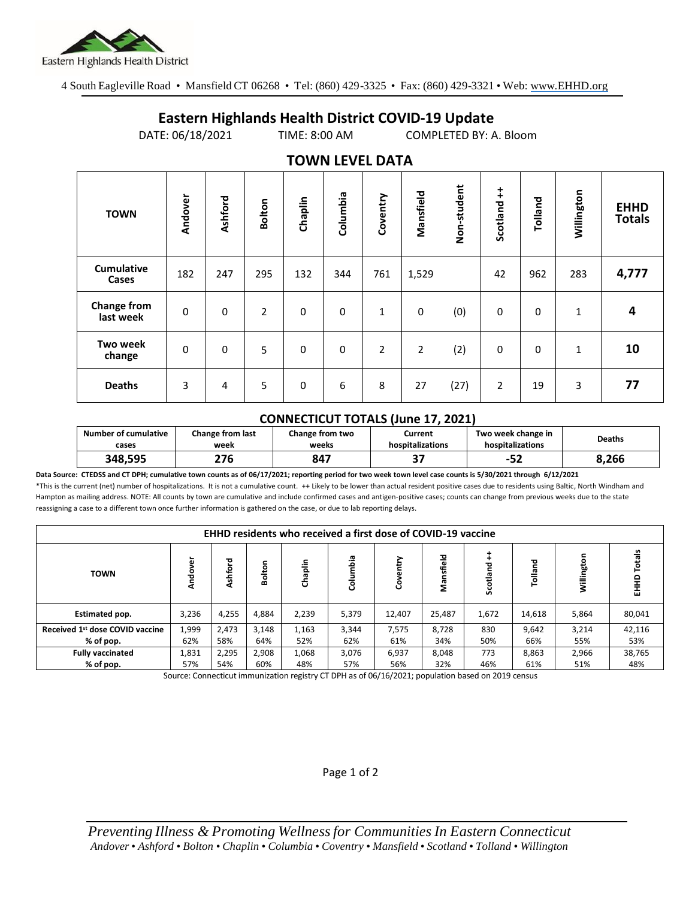Eastern Highlands Health District

4 South Eagleville Road • Mansfield CT 06268 • Tel: (860) 429-3325 • Fax: (860) 429-3321 • Web: www.EHHD.org

# Eastern Highlands Health District COVID-19 Update

DATE: 06/18/2021 TIME: 8:00 AM COMPLETED BY: A. Bloom

## TOWN LEVEL DATA

| TOWN | Andover | Ashford | Bolton | Chaplin | Columbia | Coventry | Mansfield | Non-student | Scotland ++ | Tolland | Willington | EHHD Totals |
|---|---|---|---|---|---|---|---|---|---|---|---|---|
| Cumulative Cases | 182 | 247 | 295 | 132 | 344 | 761 | 1,529 | | 42 | 962 | 283 | **4,777** |
| Change from last week | 0 | 0 | 2 | 0 | 0 | 1 | 0 | (0) | 0 | 0 | 1 | **4** |
| Two week change | 0 | 0 | 5 | 0 | 0 | 2 | 2 | (2) | 0 | 0 | 1 | **10** |
| Deaths | 3 | 4 | 5 | 0 | 6 | 8 | 27 | (27) | 2 | 19 | 3 | **77** |

### CONNECTICUT TOTALS (June 17, 2021)

| Number of cumulative cases | Change from last week | Change from two weeks | Current hospitalizations | Two week change in hospitalizations | Deaths |
|---|---|---|---|---|---|
| **348,595** | **276** | **847** | **37** | **-52** | **8,266** |

**Data Source: CTEDSS and CT DPH; cumulative town counts as of 06/17/2021; reporting period for two week town level case counts is 5/30/2021 through 6/12/2021**

*This is the current (net) number of hospitalizations. It is not a cumulative count. ++ Likely to be lower than actual resident positive cases due to residents using Baltic, North Windham and Hampton as mailing address. NOTE: All counts by town are cumulative and include confirmed cases and antigen-positive cases; counts can change from previous weeks due to the state reassigning a case to a different town once further information is gathered on the case, or due to lab reporting delays.

| EHHD residents who received a first dose of COVID-19 vaccine | | | | | | | | | | | |
|---|---|---|---|---|---|---|---|---|---|---|---|
| TOWN | Andover | Ashford | Bolton | Chaplin | Columbia | Coventry | Mansfield | Scotland ++ | Tolland | Willington | EHHD Totals |
| **Estimated pop.** | 3,236 | 4,255 | 4,884 | 2,239 | 5,379 | 12,407 | 25,487 | 1,672 | 14,618 | 5,864 | 80,041 |
| **Received 1st dose COVID vaccine** | 1,999 | 2,473 | 3,148 | 1,163 | 3,344 | 7,575 | 8,728 | 830 | 9,642 | 3,214 | 42,116 |
| **% of pop.** | 62% | 58% | 64% | 52% | 62% | 61% | 34% | 50% | 66% | 55% | 53% |
| **Fully vaccinated** | 1,831 | 2,295 | 2,908 | 1,068 | 3,076 | 6,937 | 8,048 | 773 | 8,863 | 2,966 | 38,765 |
| **% of pop.** | 57% | 54% | 60% | 48% | 57% | 56% | 32% | 46% | 61% | 51% | 48% |

Source: Connecticut immunization registry CT DPH as of 06/16/2021; population based on 2019 census

*Preventing Illness & Promoting Wellness for Communities In Eastern Connecticut*
*Andover • Ashford • Bolton • Chaplin • Columbia • Coventry • Mansfield • Scotland • Tolland • Willington*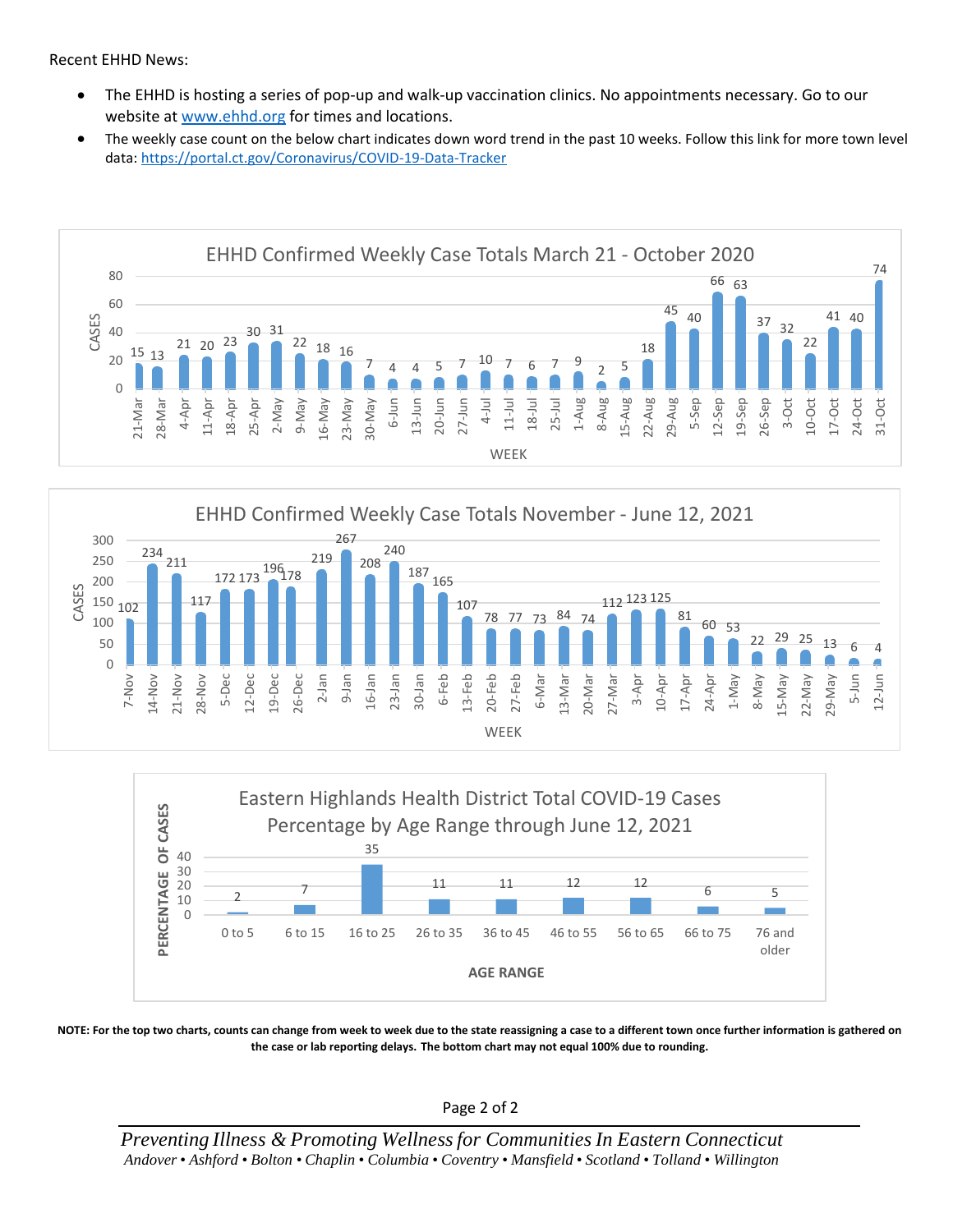Recent EHHD News:

- The EHHD is hosting a series of pop-up and walk-up vaccination clinics. No appointments necessary. Go to our website at www.ehhd.org for times and locations.
- The weekly case count on the below chart indicates down word trend in the past 10 weeks. Follow this link for more town level data: https://portal.ct.gov/Coronavirus/COVID-19-Data-Tracker

EHHD Confirmed Weekly Case Totals March 21 - October 2020

CASES

0 20 40 60 80

15 13 21 20 23 30 31 22 18 16 7 4 4 5 7 10 7 6 7 9 2 5 18 45 40 66 63 37 32 22 41 40 74

21-Mar 28-Mar 4-Apr 11-Apr 18-Apr 25-Apr 2-May 9-May 16-May 23-May 30-May 6-Jun 13-Jun 20-Jun 27-Jun 4-Jul 11-Jul 18-Jul 25-Jul 1-Aug 8-Aug 15-Aug 22-Aug 29-Aug 5-Sep 12-Sep 19-Sep 26-Sep 3-Oct 10-Oct 17-Oct 24-Oct 31-Oct

WEEK

EHHD Confirmed Weekly Case Totals November - June 12, 2021

CASES

0 50 100 150 200 250 300

102 234 211 117 172 173 196 178 219 267 208 240 187 165 107 78 77 73 84 74 112 123 125 81 60 53 22 29 25 13 6 4

7-Nov 14-Nov 21-Nov 28-Nov 5-Dec 12-Dec 19-Dec 26-Dec 2-Jan 9-Jan 16-Jan 23-Jan 30-Jan 6-Feb 13-Feb 20-Feb 27-Feb 6-Mar 13-Mar 20-Mar 27-Mar 3-Apr 10-Apr 17-Apr 24-Apr 1-May 8-May 15-May 22-May 29-May 5-Jun 12-Jun

WEEK

Eastern Highlands Health District Total COVID-19 Cases Percentage by Age Range through June 12, 2021

PERCENTAGE OF CASES

0 10 20 30 40

2 7 35 11 11 12 12 6 5

0 to 5, 6 to 15, 16 to 25, 26 to 35, 36 to 45, 46 to 55, 56 to 65, 66 to 75, 76 and older

AGE RANGE

**NOTE: For the top two charts, counts can change from week to week due to the state reassigning a case to a different town once further information is gathered on the case or lab reporting delays. The bottom chart may not equal 100% due to rounding.**

*Preventing Illness & Promoting Wellness for Communities In Eastern Connecticut*

*Andover • Ashford • Bolton • Chaplin • Columbia • Coventry • Mansfield • Scotland • Tolland • Willington*